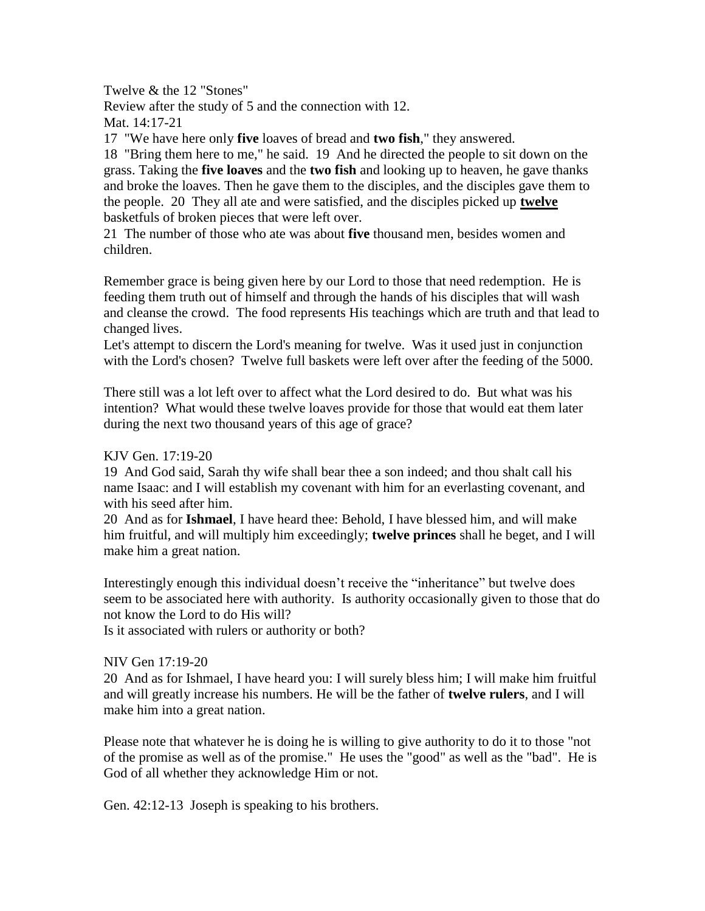Twelve & the 12 "Stones"

Review after the study of 5 and the connection with 12.

Mat. 14:17-21

17 "We have here only **five** loaves of bread and **two fish**," they answered.

18 "Bring them here to me," he said. 19 And he directed the people to sit down on the grass. Taking the **five loaves** and the **two fish** and looking up to heaven, he gave thanks and broke the loaves. Then he gave them to the disciples, and the disciples gave them to the people. 20 They all ate and were satisfied, and the disciples picked up **twelve** basketfuls of broken pieces that were left over.

21 The number of those who ate was about **five** thousand men, besides women and children.

Remember grace is being given here by our Lord to those that need redemption. He is feeding them truth out of himself and through the hands of his disciples that will wash and cleanse the crowd. The food represents His teachings which are truth and that lead to changed lives.

Let's attempt to discern the Lord's meaning for twelve. Was it used just in conjunction with the Lord's chosen? Twelve full baskets were left over after the feeding of the 5000.

There still was a lot left over to affect what the Lord desired to do. But what was his intention? What would these twelve loaves provide for those that would eat them later during the next two thousand years of this age of grace?

KJV Gen. 17:19-20

19 And God said, Sarah thy wife shall bear thee a son indeed; and thou shalt call his name Isaac: and I will establish my covenant with him for an everlasting covenant, and with his seed after him.

20 And as for **Ishmael**, I have heard thee: Behold, I have blessed him, and will make him fruitful, and will multiply him exceedingly; **twelve princes** shall he beget, and I will make him a great nation.

Interestingly enough this individual doesn't receive the "inheritance" but twelve does seem to be associated here with authority. Is authority occasionally given to those that do not know the Lord to do His will?

Is it associated with rulers or authority or both?

NIV Gen 17:19-20

20 And as for Ishmael, I have heard you: I will surely bless him; I will make him fruitful and will greatly increase his numbers. He will be the father of **twelve rulers**, and I will make him into a great nation.

Please note that whatever he is doing he is willing to give authority to do it to those "not of the promise as well as of the promise." He uses the "good" as well as the "bad". He is God of all whether they acknowledge Him or not.

Gen. 42:12-13 Joseph is speaking to his brothers.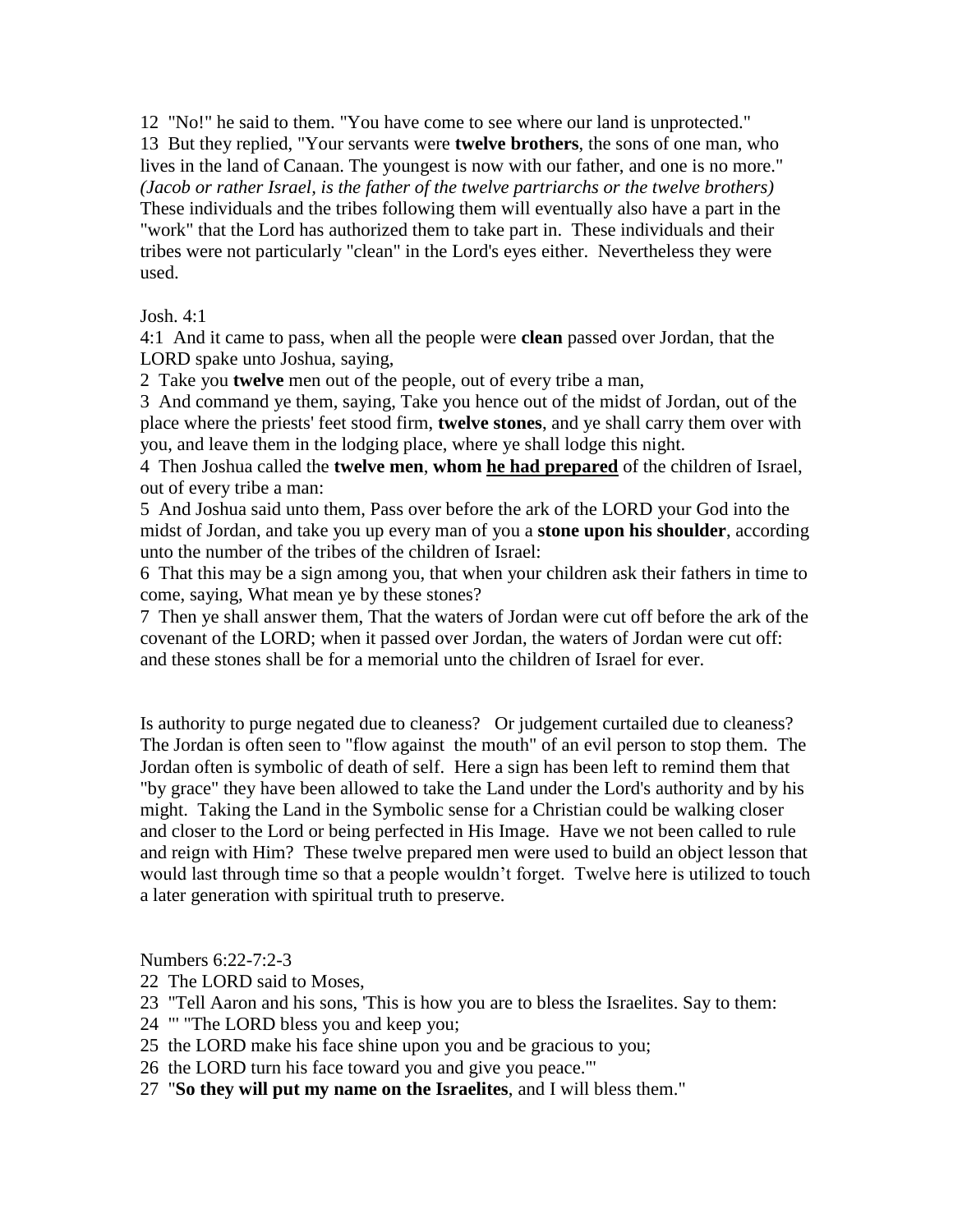12 "No!" he said to them. "You have come to see where our land is unprotected."
13 But they replied, "Your servants were **twelve brothers**, the sons of one man, who lives in the land of Canaan. The youngest is now with our father, and one is no more."
*(Jacob or rather Israel, is the father of the twelve partriarchs or the twelve brothers)*
These individuals and the tribes following them will eventually also have a part in the "work" that the Lord has authorized them to take part in. These individuals and their tribes were not particularly "clean" in the Lord's eyes either. Nevertheless they were used.

Josh. 4:1

4:1 And it came to pass, when all the people were **clean** passed over Jordan, that the LORD spake unto Joshua, saying,
2 Take you **twelve** men out of the people, out of every tribe a man,
3 And command ye them, saying, Take you hence out of the midst of Jordan, out of the place where the priests' feet stood firm, **twelve stones**, and ye shall carry them over with you, and leave them in the lodging place, where ye shall lodge this night.
4 Then Joshua called the **twelve men**, **whom <u>he had prepared</u>** of the children of Israel, out of every tribe a man:
5 And Joshua said unto them, Pass over before the ark of the LORD your God into the midst of Jordan, and take you up every man of you a **stone upon his shoulder**, according unto the number of the tribes of the children of Israel:
6 That this may be a sign among you, that when your children ask their fathers in time to come, saying, What mean ye by these stones?
7 Then ye shall answer them, That the waters of Jordan were cut off before the ark of the covenant of the LORD; when it passed over Jordan, the waters of Jordan were cut off: and these stones shall be for a memorial unto the children of Israel for ever.

Is authority to purge negated due to cleaness? Or judgement curtailed due to cleaness? The Jordan is often seen to "flow against the mouth" of an evil person to stop them. The Jordan often is symbolic of death of self. Here a sign has been left to remind them that "by grace" they have been allowed to take the Land under the Lord's authority and by his might. Taking the Land in the Symbolic sense for a Christian could be walking closer and closer to the Lord or being perfected in His Image. Have we not been called to rule and reign with Him? These twelve prepared men were used to build an object lesson that would last through time so that a people wouldn't forget. Twelve here is utilized to touch a later generation with spiritual truth to preserve.

Numbers 6:22-7:2-3

22 The LORD said to Moses,
23 "Tell Aaron and his sons, 'This is how you are to bless the Israelites. Say to them:
24 "' "The LORD bless you and keep you;
25 the LORD make his face shine upon you and be gracious to you;
26 the LORD turn his face toward you and give you peace."'
27 "**So they will put my name on the Israelites**, and I will bless them."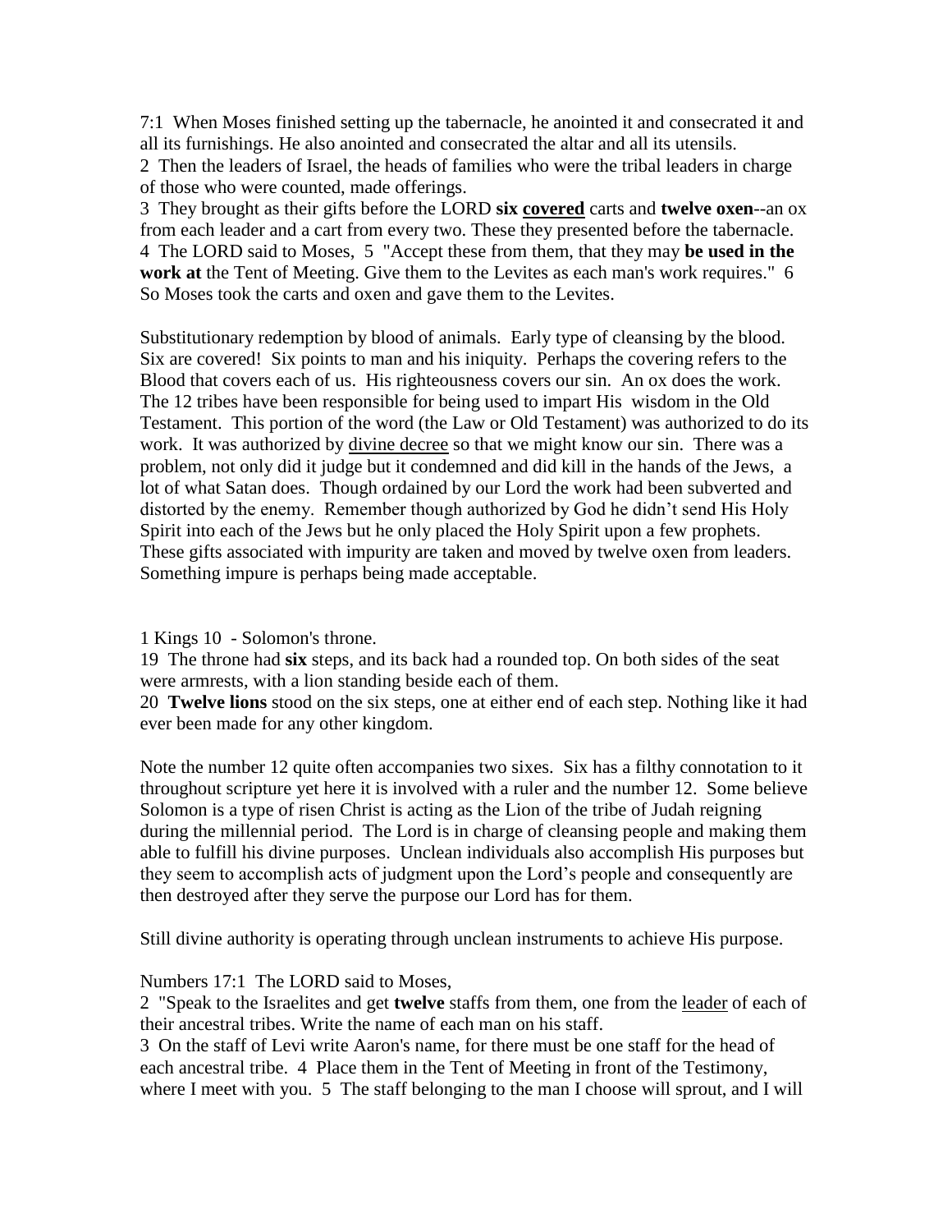7:1  When Moses finished setting up the tabernacle, he anointed it and consecrated it and all its furnishings. He also anointed and consecrated the altar and all its utensils.
2  Then the leaders of Israel, the heads of families who were the tribal leaders in charge of those who were counted, made offerings.
3  They brought as their gifts before the LORD **six <u>covered</u>** carts and **twelve oxen**--an ox from each leader and a cart from every two. These they presented before the tabernacle.
4  The LORD said to Moses,  5  "Accept these from them, that they may **be used in the work at** the Tent of Meeting. Give them to the Levites as each man's work requires."  6  So Moses took the carts and oxen and gave them to the Levites.

Substitutionary redemption by blood of animals.  Early type of cleansing by the blood.  Six are covered!  Six points to man and his iniquity.  Perhaps the covering refers to the Blood that covers each of us.  His righteousness covers our sin.  An ox does the work.  The 12 tribes have been responsible for being used to impart His  wisdom in the Old Testament.  This portion of the word (the Law or Old Testament) was authorized to do its work.  It was authorized by <u>divine decree</u> so that we might know our sin.  There was a problem, not only did it judge but it condemned and did kill in the hands of the Jews,  a lot of what Satan does.  Though ordained by our Lord the work had been subverted and distorted by the enemy.  Remember though authorized by God he didn't send His Holy Spirit into each of the Jews but he only placed the Holy Spirit upon a few prophets.  These gifts associated with impurity are taken and moved by twelve oxen from leaders.  Something impure is perhaps being made acceptable.

1 Kings 10  - Solomon's throne.
19  The throne had **six** steps, and its back had a rounded top. On both sides of the seat were armrests, with a lion standing beside each of them.
20  **Twelve lions** stood on the six steps, one at either end of each step. Nothing like it had ever been made for any other kingdom.

Note the number 12 quite often accompanies two sixes.  Six has a filthy connotation to it throughout scripture yet here it is involved with a ruler and the number 12.  Some believe Solomon is a type of risen Christ is acting as the Lion of the tribe of Judah reigning during the millennial period.  The Lord is in charge of cleansing people and making them able to fulfill his divine purposes.  Unclean individuals also accomplish His purposes but they seem to accomplish acts of judgment upon the Lord's people and consequently are then destroyed after they serve the purpose our Lord has for them.

Still divine authority is operating through unclean instruments to achieve His purpose.

Numbers 17:1  The LORD said to Moses,
2  "Speak to the Israelites and get **twelve** staffs from them, one from the <u>leader</u> of each of their ancestral tribes. Write the name of each man on his staff.
3  On the staff of Levi write Aaron's name, for there must be one staff for the head of each ancestral tribe.  4  Place them in the Tent of Meeting in front of the Testimony, where I meet with you.  5  The staff belonging to the man I choose will sprout, and I will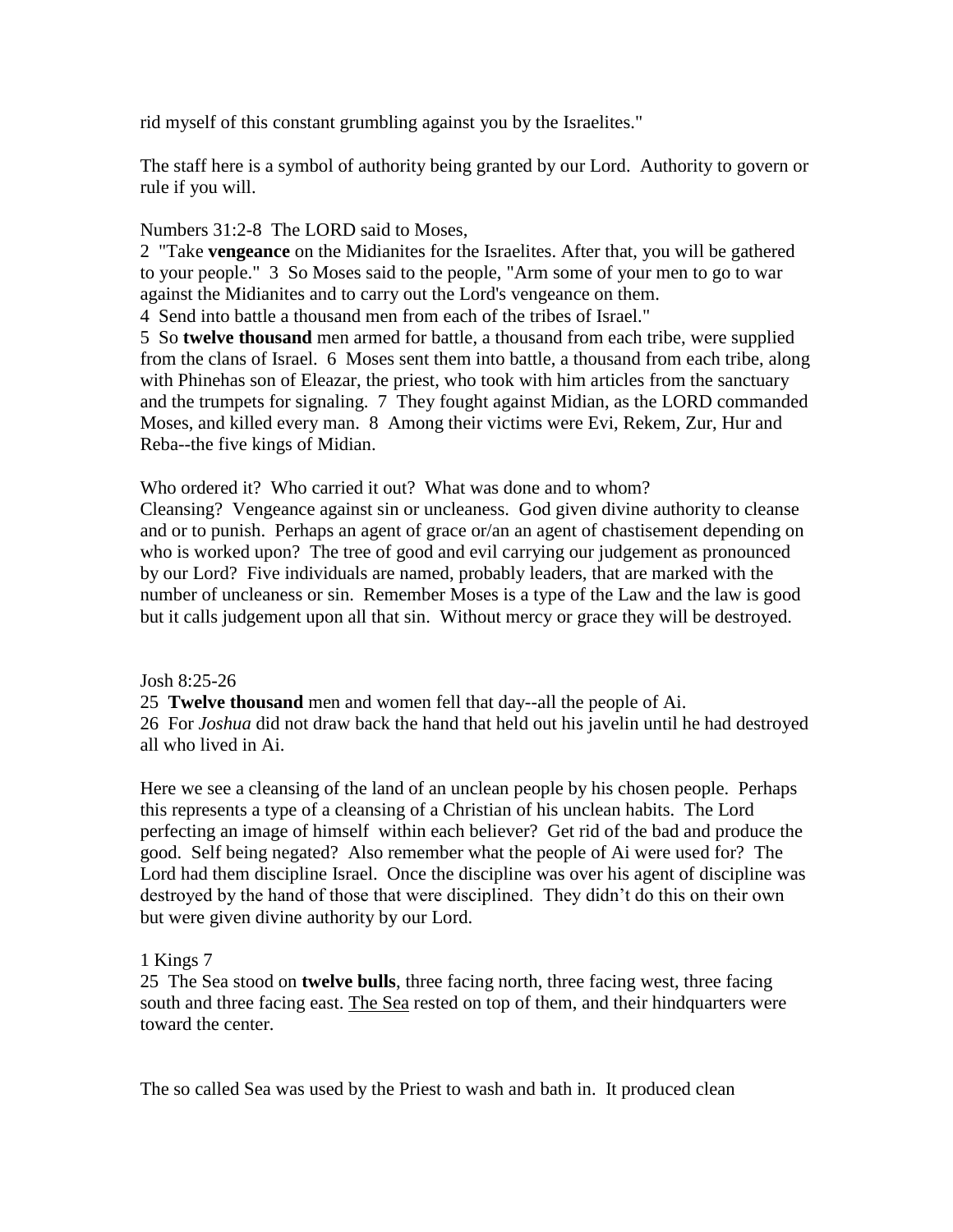rid myself of this constant grumbling against you by the Israelites."

The staff here is a symbol of authority being granted by our Lord. Authority to govern or rule if you will.

Numbers 31:2-8 The LORD said to Moses,
2 "Take **vengeance** on the Midianites for the Israelites. After that, you will be gathered to your people." 3 So Moses said to the people, "Arm some of your men to go to war against the Midianites and to carry out the Lord's vengeance on them.
4 Send into battle a thousand men from each of the tribes of Israel."
5 So **twelve thousand** men armed for battle, a thousand from each tribe, were supplied from the clans of Israel. 6 Moses sent them into battle, a thousand from each tribe, along with Phinehas son of Eleazar, the priest, who took with him articles from the sanctuary and the trumpets for signaling. 7 They fought against Midian, as the LORD commanded Moses, and killed every man. 8 Among their victims were Evi, Rekem, Zur, Hur and Reba--the five kings of Midian.

Who ordered it? Who carried it out? What was done and to whom?
Cleansing? Vengeance against sin or uncleaness. God given divine authority to cleanse and or to punish. Perhaps an agent of grace or/an an agent of chastisement depending on who is worked upon? The tree of good and evil carrying our judgement as pronounced by our Lord? Five individuals are named, probably leaders, that are marked with the number of uncleaness or sin. Remember Moses is a type of the Law and the law is good but it calls judgement upon all that sin. Without mercy or grace they will be destroyed.

Josh 8:25-26
25 **Twelve thousand** men and women fell that day--all the people of Ai.
26 For *Joshua* did not draw back the hand that held out his javelin until he had destroyed all who lived in Ai.

Here we see a cleansing of the land of an unclean people by his chosen people. Perhaps this represents a type of a cleansing of a Christian of his unclean habits. The Lord perfecting an image of himself within each believer? Get rid of the bad and produce the good. Self being negated? Also remember what the people of Ai were used for? The Lord had them discipline Israel. Once the discipline was over his agent of discipline was destroyed by the hand of those that were disciplined. They didn't do this on their own but were given divine authority by our Lord.

1 Kings 7
25 The Sea stood on **twelve bulls**, three facing north, three facing west, three facing south and three facing east. <u>The Sea</u> rested on top of them, and their hindquarters were toward the center.

The so called Sea was used by the Priest to wash and bath in. It produced clean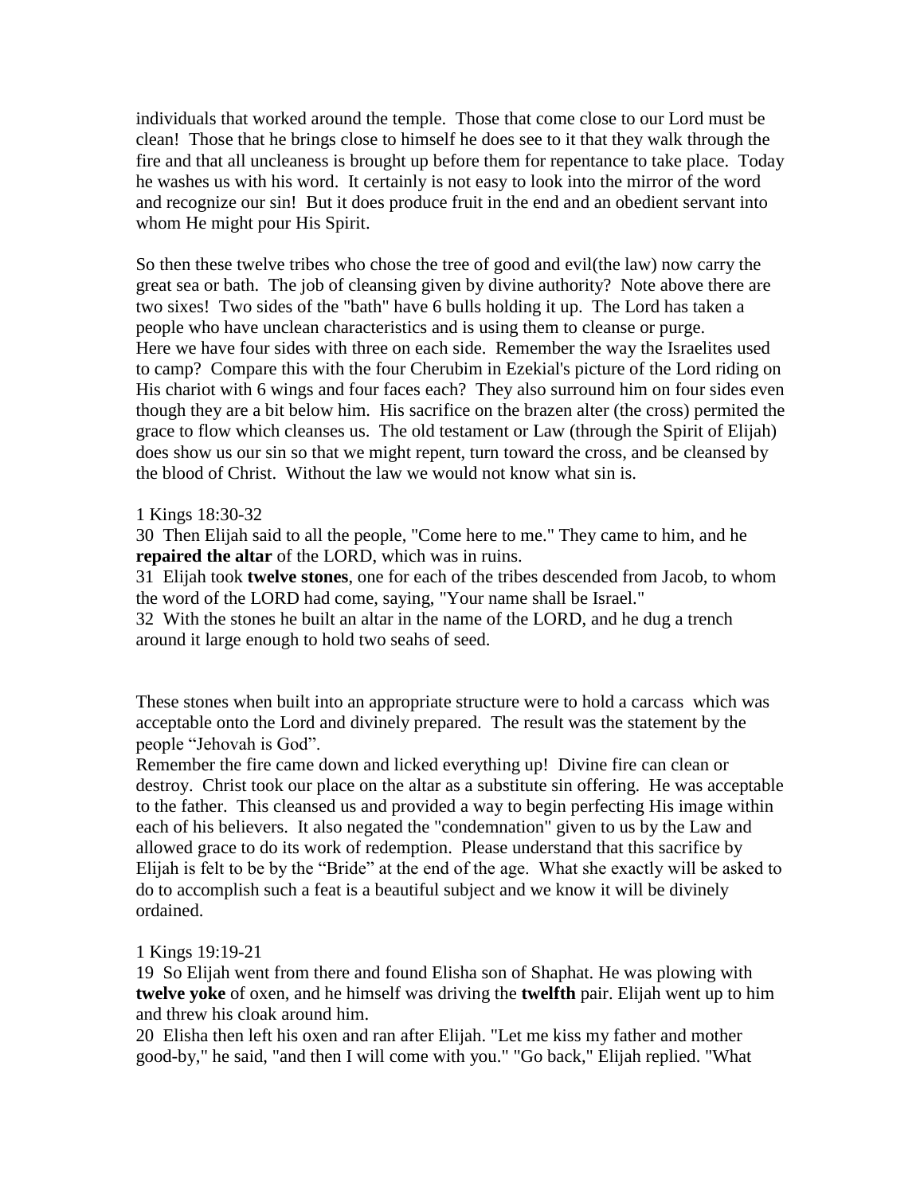individuals that worked around the temple. Those that come close to our Lord must be clean! Those that he brings close to himself he does see to it that they walk through the fire and that all uncleaness is brought up before them for repentance to take place. Today he washes us with his word. It certainly is not easy to look into the mirror of the word and recognize our sin! But it does produce fruit in the end and an obedient servant into whom He might pour His Spirit.

So then these twelve tribes who chose the tree of good and evil(the law) now carry the great sea or bath. The job of cleansing given by divine authority? Note above there are two sixes! Two sides of the "bath" have 6 bulls holding it up. The Lord has taken a people who have unclean characteristics and is using them to cleanse or purge.
Here we have four sides with three on each side. Remember the way the Israelites used to camp? Compare this with the four Cherubim in Ezekial's picture of the Lord riding on His chariot with 6 wings and four faces each? They also surround him on four sides even though they are a bit below him. His sacrifice on the brazen alter (the cross) permited the grace to flow which cleanses us. The old testament or Law (through the Spirit of Elijah) does show us our sin so that we might repent, turn toward the cross, and be cleansed by the blood of Christ. Without the law we would not know what sin is.

1 Kings 18:30-32

30 Then Elijah said to all the people, "Come here to me." They came to him, and he **repaired the altar** of the LORD, which was in ruins.
31 Elijah took **twelve stones**, one for each of the tribes descended from Jacob, to whom the word of the LORD had come, saying, "Your name shall be Israel."
32 With the stones he built an altar in the name of the LORD, and he dug a trench around it large enough to hold two seahs of seed.

These stones when built into an appropriate structure were to hold a carcass which was acceptable onto the Lord and divinely prepared. The result was the statement by the people "Jehovah is God".
Remember the fire came down and licked everything up! Divine fire can clean or destroy. Christ took our place on the altar as a substitute sin offering. He was acceptable to the father. This cleansed us and provided a way to begin perfecting His image within each of his believers. It also negated the "condemnation" given to us by the Law and allowed grace to do its work of redemption. Please understand that this sacrifice by Elijah is felt to be by the "Bride" at the end of the age. What she exactly will be asked to do to accomplish such a feat is a beautiful subject and we know it will be divinely ordained.

1 Kings 19:19-21

19 So Elijah went from there and found Elisha son of Shaphat. He was plowing with **twelve yoke** of oxen, and he himself was driving the **twelfth** pair. Elijah went up to him and threw his cloak around him.
20 Elisha then left his oxen and ran after Elijah. "Let me kiss my father and mother good-by," he said, "and then I will come with you." "Go back," Elijah replied. "What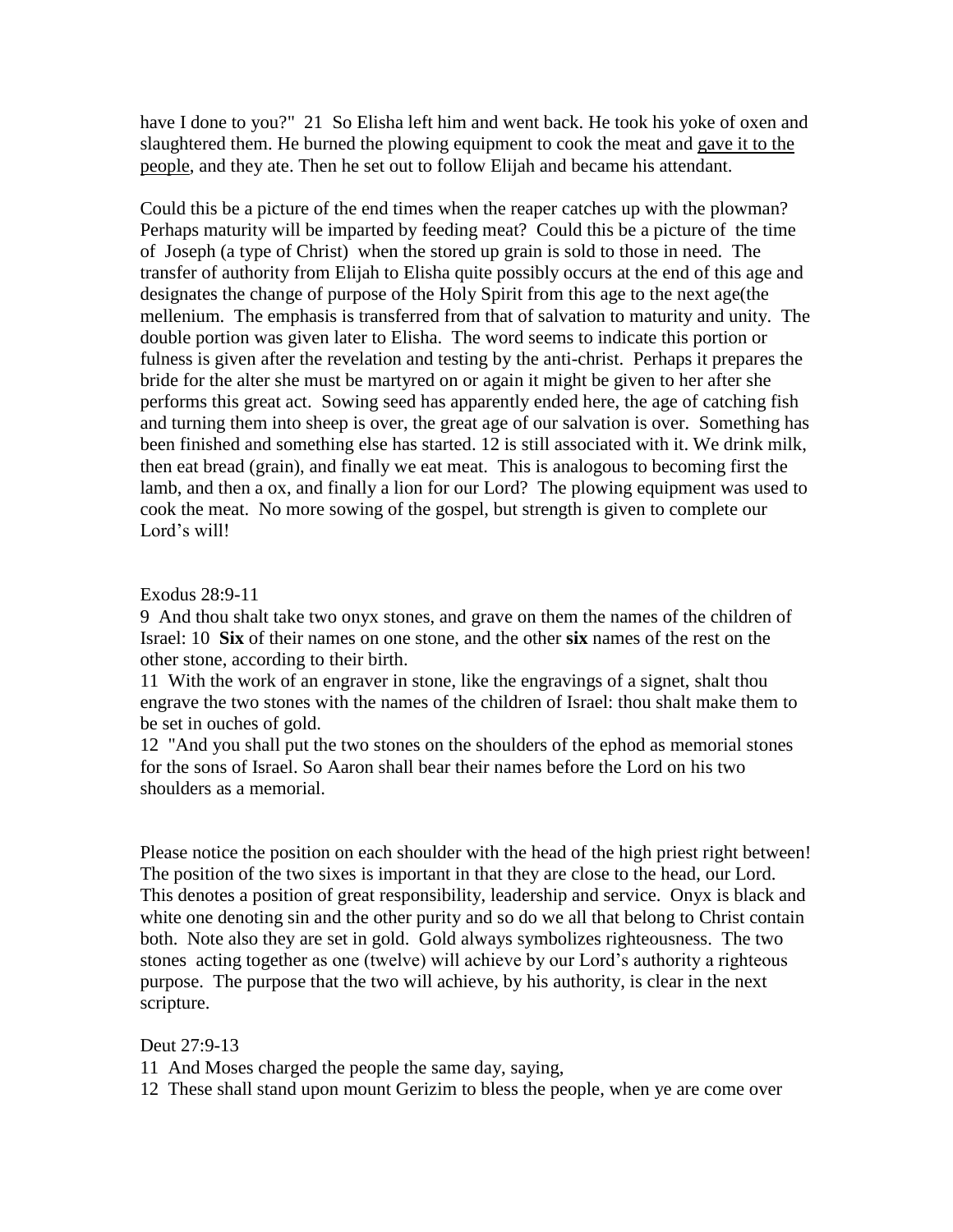have I done to you?" 21 So Elisha left him and went back. He took his yoke of oxen and slaughtered them. He burned the plowing equipment to cook the meat and <u>gave it to the people</u>, and they ate. Then he set out to follow Elijah and became his attendant.

Could this be a picture of the end times when the reaper catches up with the plowman? Perhaps maturity will be imparted by feeding meat? Could this be a picture of the time of Joseph (a type of Christ) when the stored up grain is sold to those in need. The transfer of authority from Elijah to Elisha quite possibly occurs at the end of this age and designates the change of purpose of the Holy Spirit from this age to the next age(the mellenium. The emphasis is transferred from that of salvation to maturity and unity. The double portion was given later to Elisha. The word seems to indicate this portion or fulness is given after the revelation and testing by the anti-christ. Perhaps it prepares the bride for the alter she must be martyred on or again it might be given to her after she performs this great act. Sowing seed has apparently ended here, the age of catching fish and turning them into sheep is over, the great age of our salvation is over. Something has been finished and something else has started. 12 is still associated with it. We drink milk, then eat bread (grain), and finally we eat meat. This is analogous to becoming first the lamb, and then a ox, and finally a lion for our Lord? The plowing equipment was used to cook the meat. No more sowing of the gospel, but strength is given to complete our Lord's will!

Exodus 28:9-11

9 And thou shalt take two onyx stones, and grave on them the names of the children of Israel: 10 **Six** of their names on one stone, and the other **six** names of the rest on the other stone, according to their birth.

11 With the work of an engraver in stone, like the engravings of a signet, shalt thou engrave the two stones with the names of the children of Israel: thou shalt make them to be set in ouches of gold.

12 "And you shall put the two stones on the shoulders of the ephod as memorial stones for the sons of Israel. So Aaron shall bear their names before the Lord on his two shoulders as a memorial.

Please notice the position on each shoulder with the head of the high priest right between! The position of the two sixes is important in that they are close to the head, our Lord. This denotes a position of great responsibility, leadership and service. Onyx is black and white one denoting sin and the other purity and so do we all that belong to Christ contain both. Note also they are set in gold. Gold always symbolizes righteousness. The two stones acting together as one (twelve) will achieve by our Lord's authority a righteous purpose. The purpose that the two will achieve, by his authority, is clear in the next scripture.

Deut 27:9-13

11 And Moses charged the people the same day, saying,

12 These shall stand upon mount Gerizim to bless the people, when ye are come over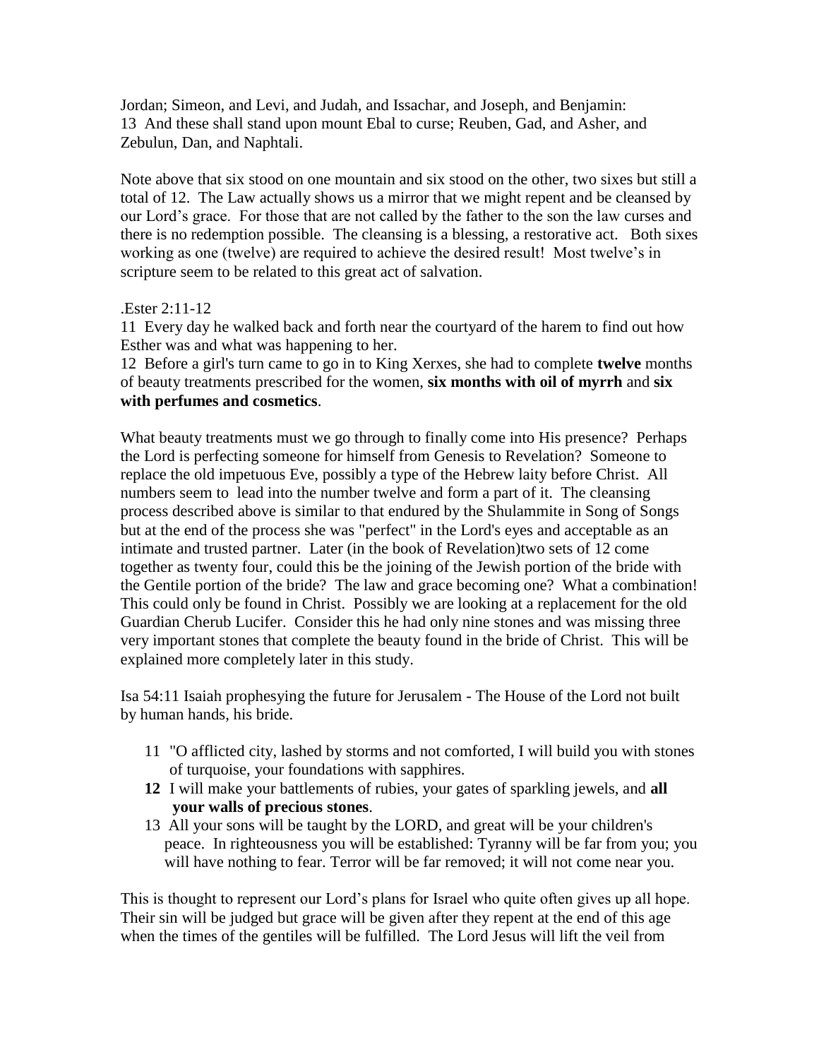Jordan; Simeon, and Levi, and Judah, and Issachar, and Joseph, and Benjamin:
13 And these shall stand upon mount Ebal to curse; Reuben, Gad, and Asher, and Zebulun, Dan, and Naphtali.

Note above that six stood on one mountain and six stood on the other, two sixes but still a total of 12. The Law actually shows us a mirror that we might repent and be cleansed by our Lord's grace. For those that are not called by the father to the son the law curses and there is no redemption possible. The cleansing is a blessing, a restorative act. Both sixes working as one (twelve) are required to achieve the desired result! Most twelve's in scripture seem to be related to this great act of salvation.

.Ester 2:11-12

11 Every day he walked back and forth near the courtyard of the harem to find out how Esther was and what was happening to her.

12 Before a girl's turn came to go in to King Xerxes, she had to complete **twelve** months of beauty treatments prescribed for the women, **six months with oil of myrrh** and **six with perfumes and cosmetics**.

What beauty treatments must we go through to finally come into His presence? Perhaps the Lord is perfecting someone for himself from Genesis to Revelation? Someone to replace the old impetuous Eve, possibly a type of the Hebrew laity before Christ. All numbers seem to lead into the number twelve and form a part of it. The cleansing process described above is similar to that endured by the Shulammite in Song of Songs but at the end of the process she was "perfect" in the Lord's eyes and acceptable as an intimate and trusted partner. Later (in the book of Revelation)two sets of 12 come together as twenty four, could this be the joining of the Jewish portion of the bride with the Gentile portion of the bride? The law and grace becoming one? What a combination! This could only be found in Christ. Possibly we are looking at a replacement for the old Guardian Cherub Lucifer. Consider this he had only nine stones and was missing three very important stones that complete the beauty found in the bride of Christ. This will be explained more completely later in this study.

Isa 54:11 Isaiah prophesying the future for Jerusalem - The House of the Lord not built by human hands, his bride.

11 "O afflicted city, lashed by storms and not comforted, I will build you with stones of turquoise, your foundations with sapphires.
**12** I will make your battlements of rubies, your gates of sparkling jewels, and **all your walls of precious stones**.
13 All your sons will be taught by the LORD, and great will be your children's peace. In righteousness you will be established: Tyranny will be far from you; you will have nothing to fear. Terror will be far removed; it will not come near you.

This is thought to represent our Lord's plans for Israel who quite often gives up all hope. Their sin will be judged but grace will be given after they repent at the end of this age when the times of the gentiles will be fulfilled. The Lord Jesus will lift the veil from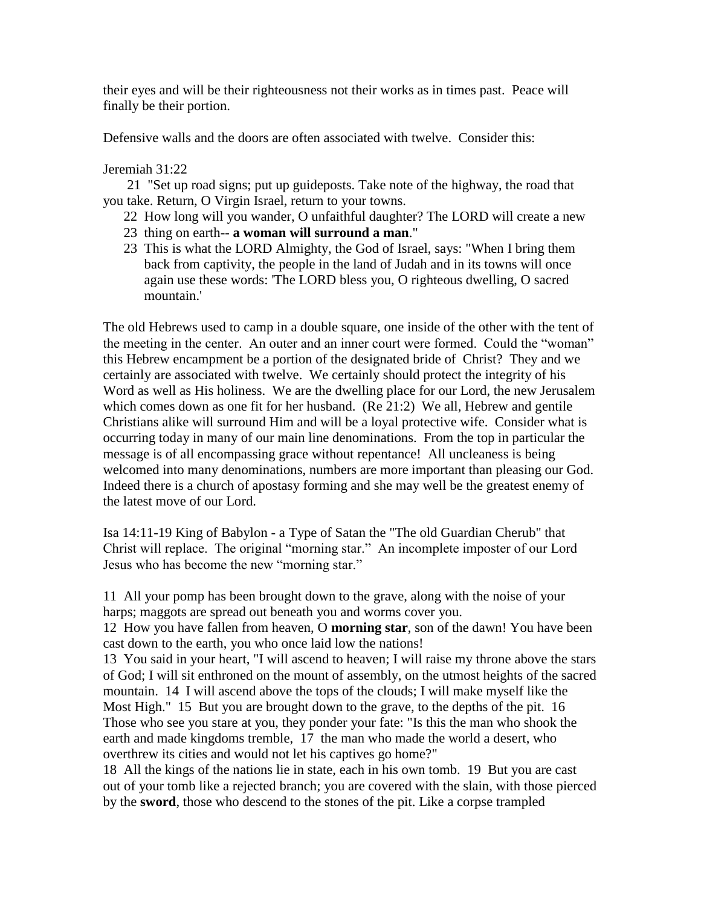their eyes and will be their righteousness not their works as in times past. Peace will finally be their portion.

Defensive walls and the doors are often associated with twelve. Consider this:

Jeremiah 31:22

21 "Set up road signs; put up guideposts. Take note of the highway, the road that you take. Return, O Virgin Israel, return to your towns.

22 How long will you wander, O unfaithful daughter? The LORD will create a new

23 thing on earth-- **a woman will surround a man**."

23 This is what the LORD Almighty, the God of Israel, says: "When I bring them back from captivity, the people in the land of Judah and in its towns will once again use these words: 'The LORD bless you, O righteous dwelling, O sacred mountain.'

The old Hebrews used to camp in a double square, one inside of the other with the tent of the meeting in the center. An outer and an inner court were formed. Could the "woman" this Hebrew encampment be a portion of the designated bride of Christ? They and we certainly are associated with twelve. We certainly should protect the integrity of his Word as well as His holiness. We are the dwelling place for our Lord, the new Jerusalem which comes down as one fit for her husband. (Re 21:2) We all, Hebrew and gentile Christians alike will surround Him and will be a loyal protective wife. Consider what is occurring today in many of our main line denominations. From the top in particular the message is of all encompassing grace without repentance! All uncleaness is being welcomed into many denominations, numbers are more important than pleasing our God. Indeed there is a church of apostasy forming and she may well be the greatest enemy of the latest move of our Lord.

Isa 14:11-19 King of Babylon - a Type of Satan the "The old Guardian Cherub" that Christ will replace. The original "morning star." An incomplete imposter of our Lord Jesus who has become the new "morning star."

11 All your pomp has been brought down to the grave, along with the noise of your harps; maggots are spread out beneath you and worms cover you.

12 How you have fallen from heaven, O **morning star**, son of the dawn! You have been cast down to the earth, you who once laid low the nations!

13 You said in your heart, "I will ascend to heaven; I will raise my throne above the stars of God; I will sit enthroned on the mount of assembly, on the utmost heights of the sacred mountain. 14 I will ascend above the tops of the clouds; I will make myself like the Most High." 15 But you are brought down to the grave, to the depths of the pit. 16 Those who see you stare at you, they ponder your fate: "Is this the man who shook the earth and made kingdoms tremble, 17 the man who made the world a desert, who overthrew its cities and would not let his captives go home?"

18 All the kings of the nations lie in state, each in his own tomb. 19 But you are cast out of your tomb like a rejected branch; you are covered with the slain, with those pierced by the **sword**, those who descend to the stones of the pit. Like a corpse trampled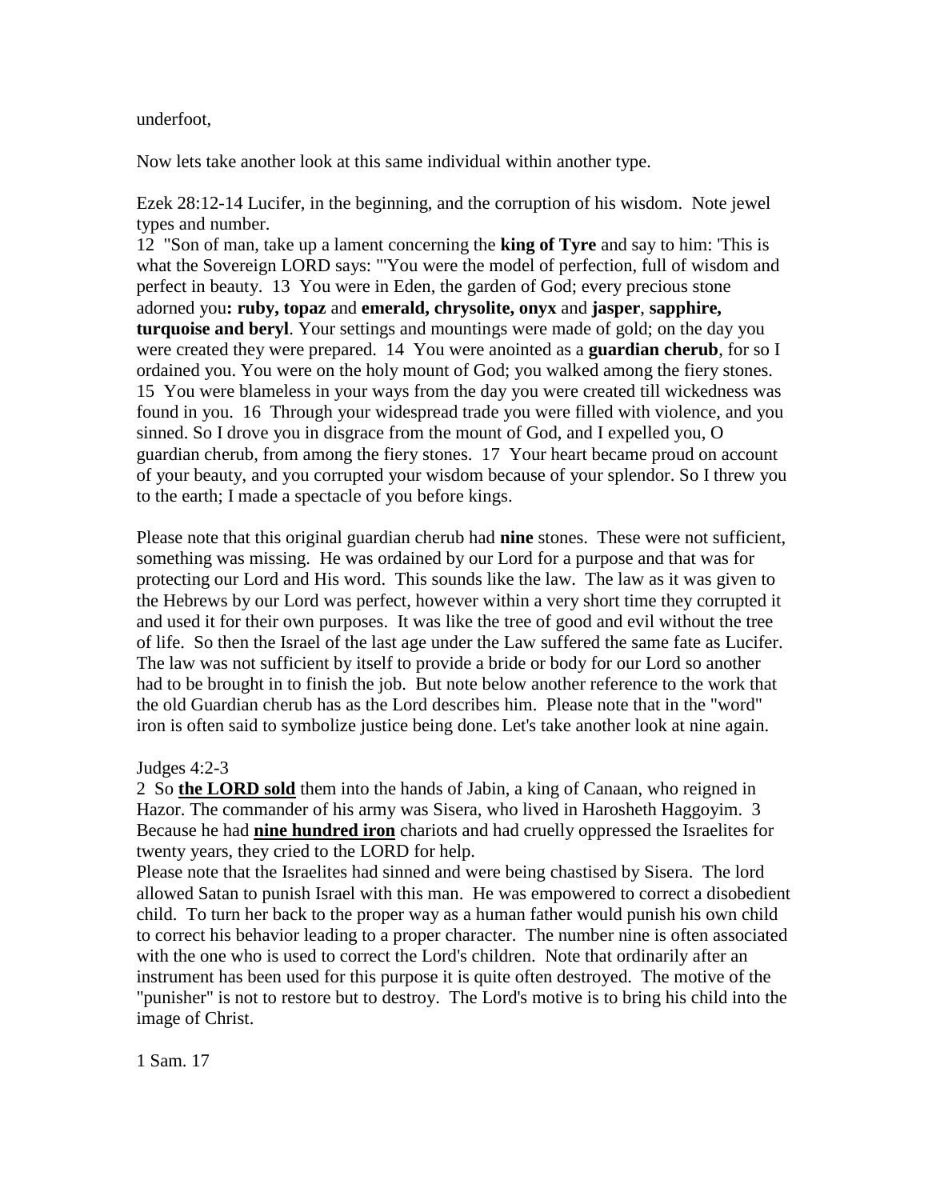underfoot,

Now lets take another look at this same individual within another type.

Ezek 28:12-14 Lucifer, in the beginning, and the corruption of his wisdom. Note jewel types and number.
12 "Son of man, take up a lament concerning the **king of Tyre** and say to him: 'This is what the Sovereign LORD says: "'You were the model of perfection, full of wisdom and perfect in beauty. 13 You were in Eden, the garden of God; every precious stone adorned you**: ruby, topaz** and **emerald, chrysolite, onyx** and **jasper**, **sapphire, turquoise and beryl**. Your settings and mountings were made of gold; on the day you were created they were prepared. 14 You were anointed as a **guardian cherub**, for so I ordained you. You were on the holy mount of God; you walked among the fiery stones. 15 You were blameless in your ways from the day you were created till wickedness was found in you. 16 Through your widespread trade you were filled with violence, and you sinned. So I drove you in disgrace from the mount of God, and I expelled you, O guardian cherub, from among the fiery stones. 17 Your heart became proud on account of your beauty, and you corrupted your wisdom because of your splendor. So I threw you to the earth; I made a spectacle of you before kings.

Please note that this original guardian cherub had **nine** stones. These were not sufficient, something was missing. He was ordained by our Lord for a purpose and that was for protecting our Lord and His word. This sounds like the law. The law as it was given to the Hebrews by our Lord was perfect, however within a very short time they corrupted it and used it for their own purposes. It was like the tree of good and evil without the tree of life. So then the Israel of the last age under the Law suffered the same fate as Lucifer. The law was not sufficient by itself to provide a bride or body for our Lord so another had to be brought in to finish the job. But note below another reference to the work that the old Guardian cherub has as the Lord describes him. Please note that in the "word" iron is often said to symbolize justice being done. Let's take another look at nine again.

Judges 4:2-3
2 So **<u>the LORD sold</u>** them into the hands of Jabin, a king of Canaan, who reigned in Hazor. The commander of his army was Sisera, who lived in Harosheth Haggoyim. 3 Because he had **<u>nine hundred iron</u>** chariots and had cruelly oppressed the Israelites for twenty years, they cried to the LORD for help.
Please note that the Israelites had sinned and were being chastised by Sisera. The lord allowed Satan to punish Israel with this man. He was empowered to correct a disobedient child. To turn her back to the proper way as a human father would punish his own child to correct his behavior leading to a proper character. The number nine is often associated with the one who is used to correct the Lord's children. Note that ordinarily after an instrument has been used for this purpose it is quite often destroyed. The motive of the "punisher" is not to restore but to destroy. The Lord's motive is to bring his child into the image of Christ.

1 Sam. 17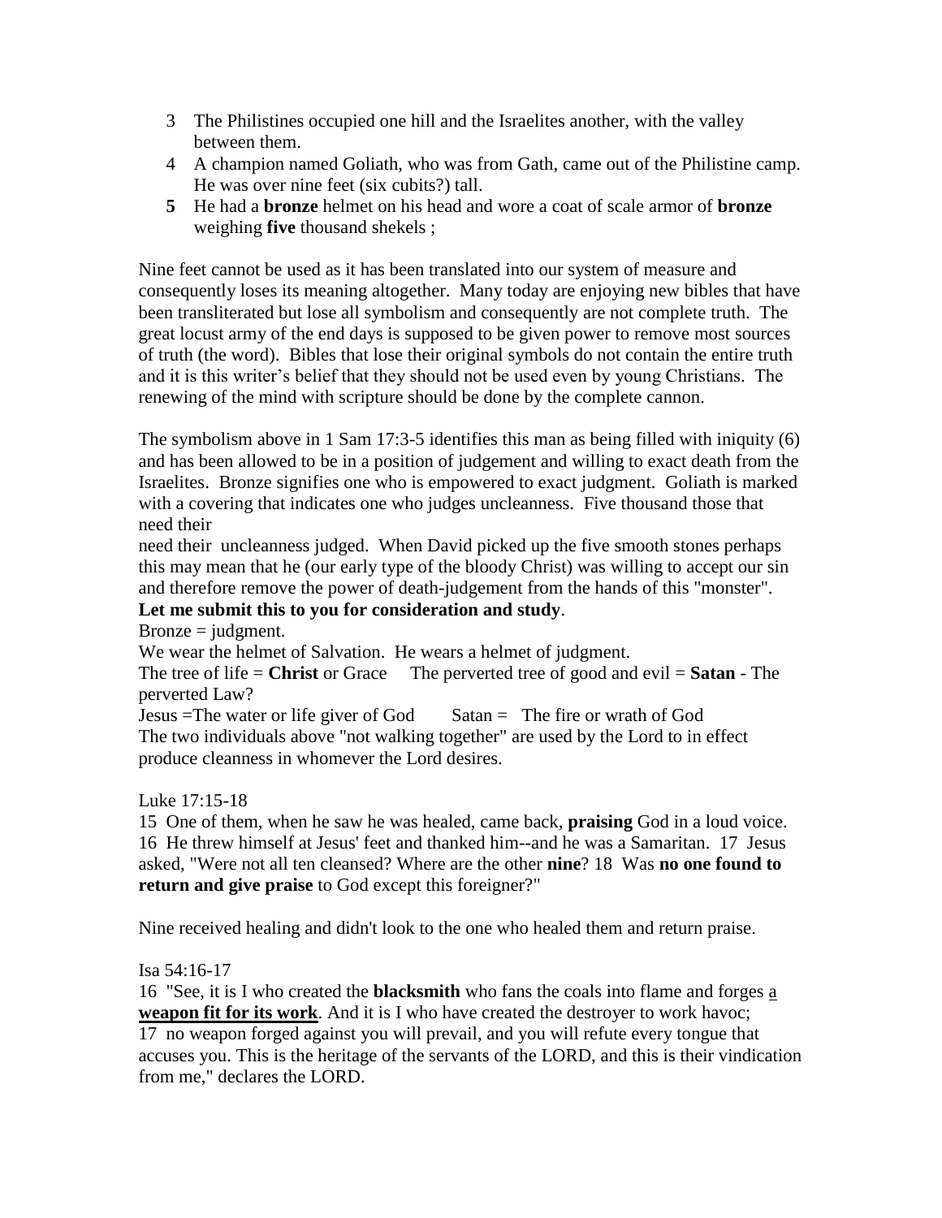3 The Philistines occupied one hill and the Israelites another, with the valley between them.
4 A champion named Goliath, who was from Gath, came out of the Philistine camp. He was over nine feet (six cubits?) tall.
**5** He had a **bronze** helmet on his head and wore a coat of scale armor of **bronze** weighing **five** thousand shekels ;

Nine feet cannot be used as it has been translated into our system of measure and consequently loses its meaning altogether. Many today are enjoying new bibles that have been transliterated but lose all symbolism and consequently are not complete truth. The great locust army of the end days is supposed to be given power to remove most sources of truth (the word). Bibles that lose their original symbols do not contain the entire truth and it is this writer's belief that they should not be used even by young Christians. The renewing of the mind with scripture should be done by the complete cannon.

The symbolism above in 1 Sam 17:3-5 identifies this man as being filled with iniquity (6) and has been allowed to be in a position of judgement and willing to exact death from the Israelites. Bronze signifies one who is empowered to exact judgment. Goliath is marked with a covering that indicates one who judges uncleanness. Five thousand those that need their

need their uncleanness judged. When David picked up the five smooth stones perhaps this may mean that he (our early type of the bloody Christ) was willing to accept our sin and therefore remove the power of death-judgement from the hands of this "monster".

**Let me submit this to you for consideration and study**.

Bronze = judgment.

We wear the helmet of Salvation. He wears a helmet of judgment.

The tree of life = **Christ** or Grace The perverted tree of good and evil = **Satan** - The perverted Law?

Jesus =The water or life giver of God Satan = The fire or wrath of God

The two individuals above "not walking together" are used by the Lord to in effect produce cleanness in whomever the Lord desires.

Luke 17:15-18

15 One of them, when he saw he was healed, came back, **praising** God in a loud voice. 16 He threw himself at Jesus' feet and thanked him--and he was a Samaritan. 17 Jesus asked, "Were not all ten cleansed? Where are the other **nine**? 18 Was **no one found to return and give praise** to God except this foreigner?"

Nine received healing and didn't look to the one who healed them and return praise.

Isa 54:16-17

16 "See, it is I who created the **blacksmith** who fans the coals into flame and forges a **weapon fit for its work**. And it is I who have created the destroyer to work havoc;
17 no weapon forged against you will prevail, and you will refute every tongue that accuses you. This is the heritage of the servants of the LORD, and this is their vindication from me," declares the LORD.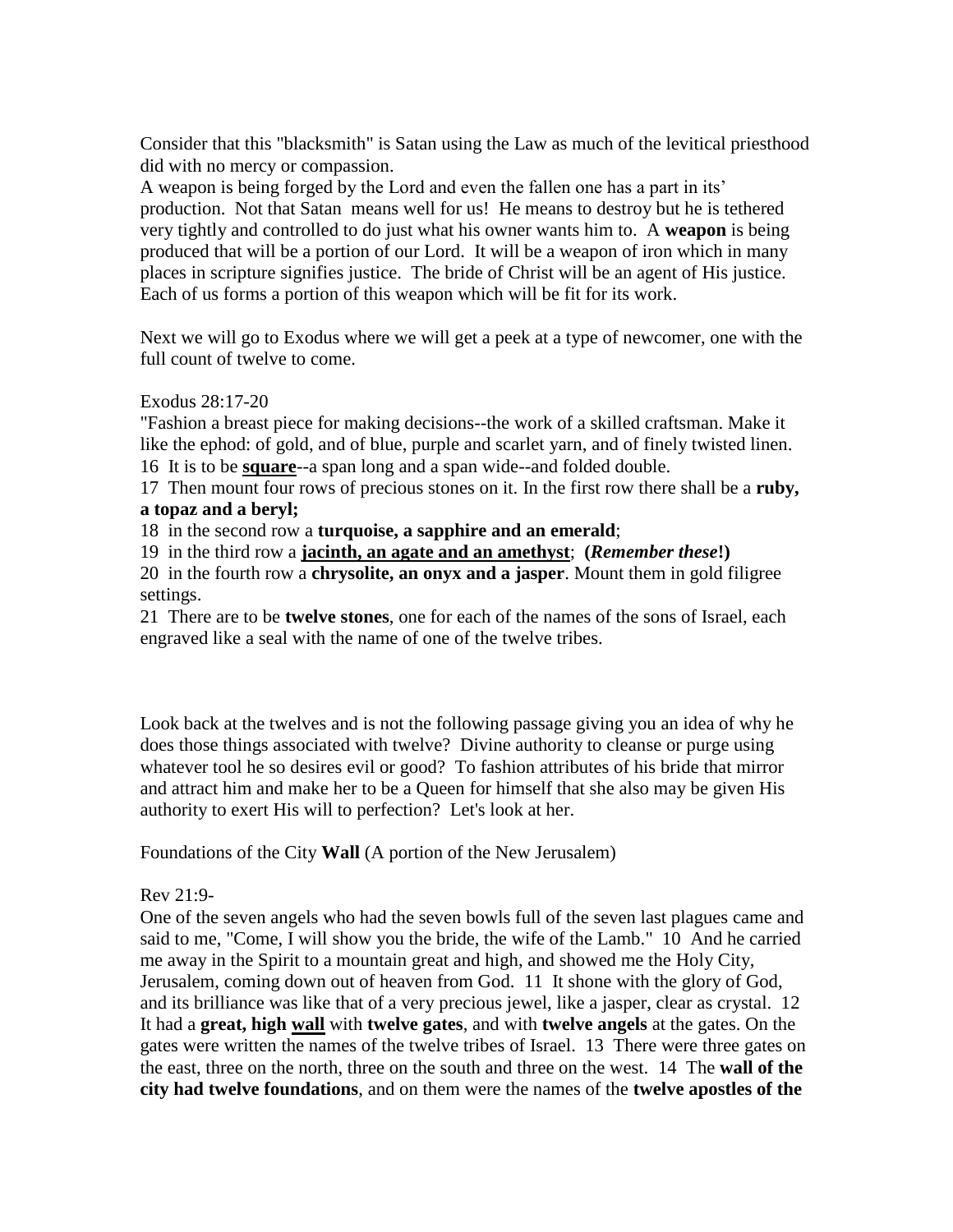Consider that this "blacksmith" is Satan using the Law as much of the levitical priesthood did with no mercy or compassion.

A weapon is being forged by the Lord and even the fallen one has a part in its' production. Not that Satan means well for us! He means to destroy but he is tethered very tightly and controlled to do just what his owner wants him to. A **weapon** is being produced that will be a portion of our Lord. It will be a weapon of iron which in many places in scripture signifies justice. The bride of Christ will be an agent of His justice. Each of us forms a portion of this weapon which will be fit for its work.

Next we will go to Exodus where we will get a peek at a type of newcomer, one with the full count of twelve to come.

Exodus 28:17-20

"Fashion a breast piece for making decisions--the work of a skilled craftsman. Make it like the ephod: of gold, and of blue, purple and scarlet yarn, and of finely twisted linen.

16 It is to be **<u>square</u>**--a span long and a span wide--and folded double.

17 Then mount four rows of precious stones on it. In the first row there shall be a **ruby, a topaz and a beryl;**

18 in the second row a **turquoise, a sapphire and an emerald**;

19 in the third row a **<u>jacinth, an agate and an amethyst</u>**; **(*Remember these!*)**

20 in the fourth row a **chrysolite, an onyx and a jasper**. Mount them in gold filigree settings.

21 There are to be **twelve stones**, one for each of the names of the sons of Israel, each engraved like a seal with the name of one of the twelve tribes.

Look back at the twelves and is not the following passage giving you an idea of why he does those things associated with twelve? Divine authority to cleanse or purge using whatever tool he so desires evil or good? To fashion attributes of his bride that mirror and attract him and make her to be a Queen for himself that she also may be given His authority to exert His will to perfection? Let's look at her.

Foundations of the City **Wall** (A portion of the New Jerusalem)

Rev 21:9-

One of the seven angels who had the seven bowls full of the seven last plagues came and said to me, "Come, I will show you the bride, the wife of the Lamb." 10 And he carried me away in the Spirit to a mountain great and high, and showed me the Holy City, Jerusalem, coming down out of heaven from God. 11 It shone with the glory of God, and its brilliance was like that of a very precious jewel, like a jasper, clear as crystal. 12 It had a **great, high <u>wall</u>** with **twelve gates**, and with **twelve angels** at the gates. On the gates were written the names of the twelve tribes of Israel. 13 There were three gates on the east, three on the north, three on the south and three on the west. 14 The **wall of the city had twelve foundations**, and on them were the names of the **twelve apostles of the**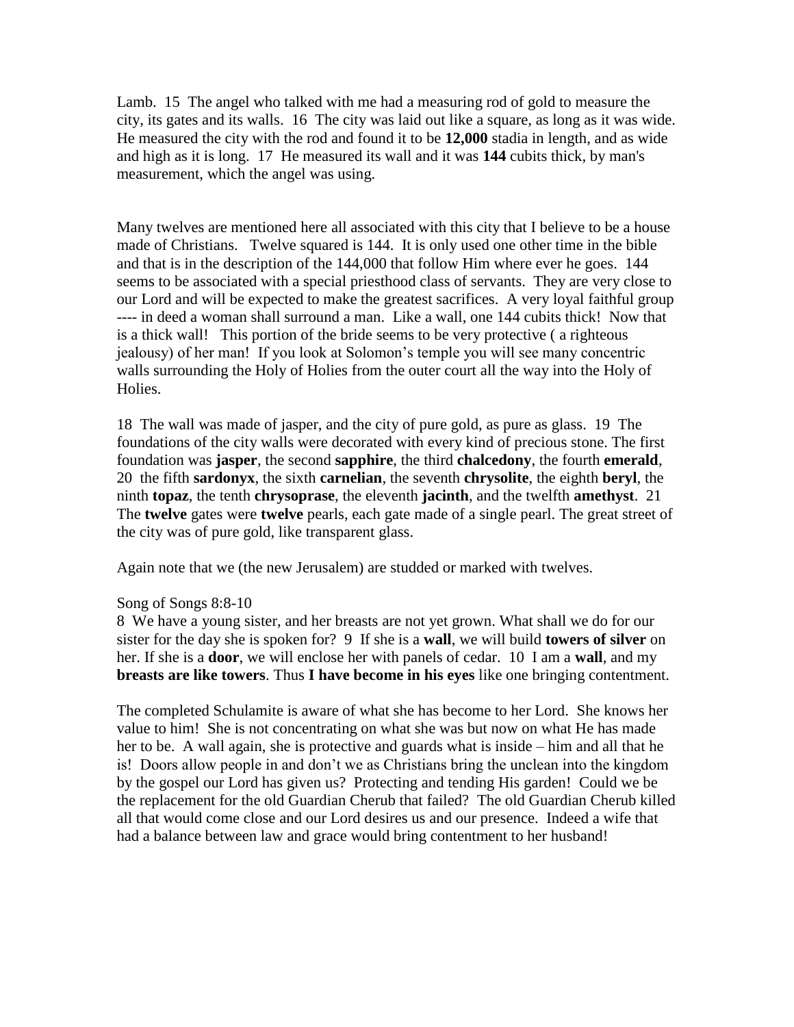Lamb. 15 The angel who talked with me had a measuring rod of gold to measure the city, its gates and its walls. 16 The city was laid out like a square, as long as it was wide. He measured the city with the rod and found it to be **12,000** stadia in length, and as wide and high as it is long. 17 He measured its wall and it was **144** cubits thick, by man's measurement, which the angel was using.

Many twelves are mentioned here all associated with this city that I believe to be a house made of Christians. Twelve squared is 144. It is only used one other time in the bible and that is in the description of the 144,000 that follow Him where ever he goes. 144 seems to be associated with a special priesthood class of servants. They are very close to our Lord and will be expected to make the greatest sacrifices. A very loyal faithful group ---- in deed a woman shall surround a man. Like a wall, one 144 cubits thick! Now that is a thick wall! This portion of the bride seems to be very protective ( a righteous jealousy) of her man! If you look at Solomon's temple you will see many concentric walls surrounding the Holy of Holies from the outer court all the way into the Holy of Holies.

18 The wall was made of jasper, and the city of pure gold, as pure as glass. 19 The foundations of the city walls were decorated with every kind of precious stone. The first foundation was **jasper**, the second **sapphire**, the third **chalcedony**, the fourth **emerald**, 20 the fifth **sardonyx**, the sixth **carnelian**, the seventh **chrysolite**, the eighth **beryl**, the ninth **topaz**, the tenth **chrysoprase**, the eleventh **jacinth**, and the twelfth **amethyst**. 21 The **twelve** gates were **twelve** pearls, each gate made of a single pearl. The great street of the city was of pure gold, like transparent glass.

Again note that we (the new Jerusalem) are studded or marked with twelves.

Song of Songs 8:8-10

8 We have a young sister, and her breasts are not yet grown. What shall we do for our sister for the day she is spoken for? 9 If she is a **wall**, we will build **towers of silver** on her. If she is a **door**, we will enclose her with panels of cedar. 10 I am a **wall**, and my **breasts are like towers**. Thus **I have become in his eyes** like one bringing contentment.

The completed Schulamite is aware of what she has become to her Lord. She knows her value to him! She is not concentrating on what she was but now on what He has made her to be. A wall again, she is protective and guards what is inside – him and all that he is! Doors allow people in and don't we as Christians bring the unclean into the kingdom by the gospel our Lord has given us? Protecting and tending His garden! Could we be the replacement for the old Guardian Cherub that failed? The old Guardian Cherub killed all that would come close and our Lord desires us and our presence. Indeed a wife that had a balance between law and grace would bring contentment to her husband!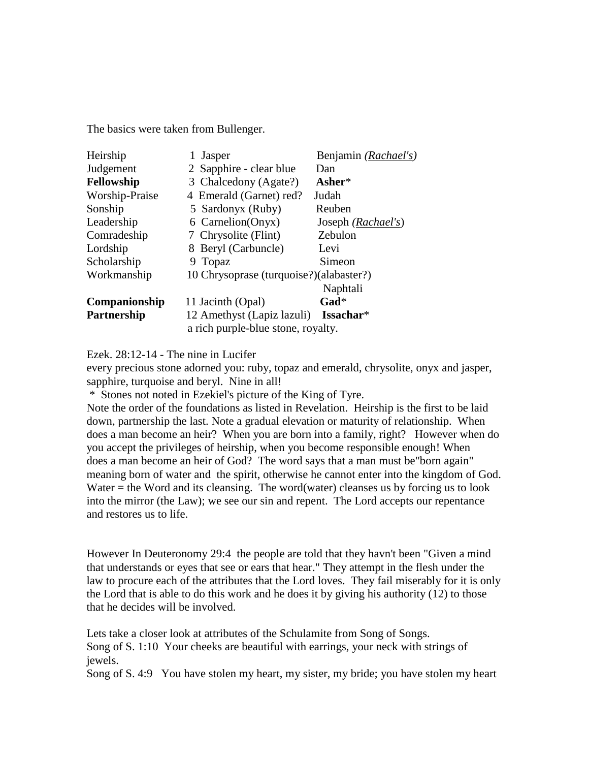The basics were taken from Bullenger.

| | | |
|---|---|---|
| Heirship | 1 Jasper | Benjamin *(Rachael's)* |
| Judgement | 2 Sapphire - clear blue | Dan |
| **Fellowship** | 3 Chalcedony (Agate?) | **Asher*** |
| Worship-Praise | 4 Emerald (Garnet) red? | Judah |
| Sonship | 5 Sardonyx (Ruby) | Reuben |
| Leadership | 6 Carnelion(Onyx) | Joseph *(Rachael's)* |
| Comradeship | 7 Chrysolite (Flint) | Zebulon |
| Lordship | 8 Beryl (Carbuncle) | Levi |
| Scholarship | 9 Topaz | Simeon |
| Workmanship | 10 Chrysoprase (turquoise?)(alabaster?) | Naphtali |
| **Companionship** | 11 Jacinth (Opal) | **Gad*** |
| **Partnership** | 12 Amethyst (Lapiz lazuli) a rich purple-blue stone, royalty. | **Issachar*** |

Ezek. 28:12-14 - The nine in Lucifer
every precious stone adorned you: ruby, topaz and emerald, chrysolite, onyx and jasper, sapphire, turquoise and beryl. Nine in all!
 * Stones not noted in Ezekiel's picture of the King of Tyre.
Note the order of the foundations as listed in Revelation. Heirship is the first to be laid down, partnership the last. Note a gradual elevation or maturity of relationship. When does a man become an heir? When you are born into a family, right? However when do you accept the privileges of heirship, when you become responsible enough! When does a man become an heir of God? The word says that a man must be"born again" meaning born of water and the spirit, otherwise he cannot enter into the kingdom of God. Water = the Word and its cleansing. The word(water) cleanses us by forcing us to look into the mirror (the Law); we see our sin and repent. The Lord accepts our repentance and restores us to life.

However In Deuteronomy 29:4 the people are told that they havn't been "Given a mind that understands or eyes that see or ears that hear." They attempt in the flesh under the law to procure each of the attributes that the Lord loves. They fail miserably for it is only the Lord that is able to do this work and he does it by giving his authority (12) to those that he decides will be involved.

Lets take a closer look at attributes of the Schulamite from Song of Songs.
Song of S. 1:10 Your cheeks are beautiful with earrings, your neck with strings of jewels.
Song of S. 4:9 You have stolen my heart, my sister, my bride; you have stolen my heart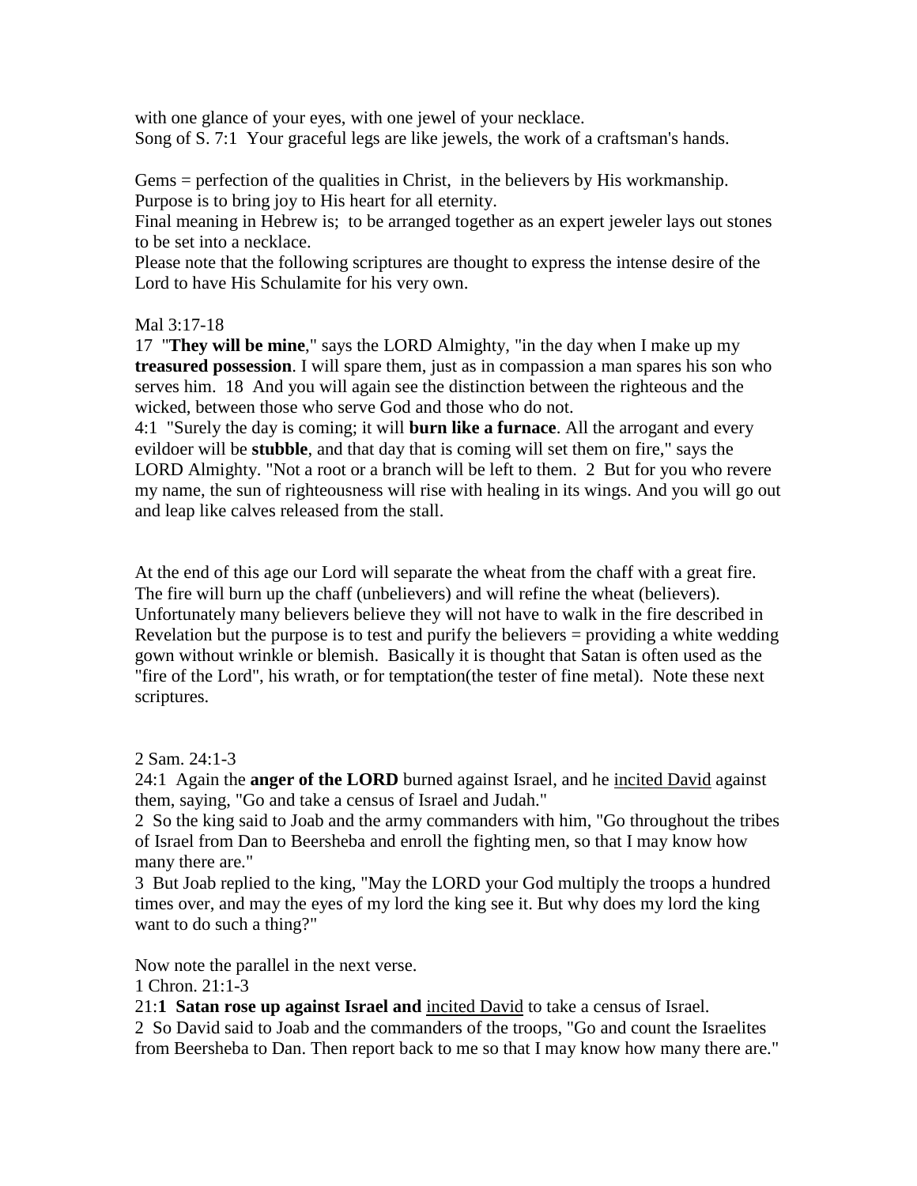with one glance of your eyes, with one jewel of your necklace.
Song of S. 7:1 Your graceful legs are like jewels, the work of a craftsman's hands.

Gems = perfection of the qualities in Christ, in the believers by His workmanship. Purpose is to bring joy to His heart for all eternity.
Final meaning in Hebrew is; to be arranged together as an expert jeweler lays out stones to be set into a necklace.
Please note that the following scriptures are thought to express the intense desire of the Lord to have His Schulamite for his very own.

Mal 3:17-18
17 "**They will be mine**," says the LORD Almighty, "in the day when I make up my **treasured possession**. I will spare them, just as in compassion a man spares his son who serves him. 18 And you will again see the distinction between the righteous and the wicked, between those who serve God and those who do not.
4:1 "Surely the day is coming; it will **burn like a furnace**. All the arrogant and every evildoer will be **stubble**, and that day that is coming will set them on fire," says the LORD Almighty. "Not a root or a branch will be left to them. 2 But for you who revere my name, the sun of righteousness will rise with healing in its wings. And you will go out and leap like calves released from the stall.

At the end of this age our Lord will separate the wheat from the chaff with a great fire. The fire will burn up the chaff (unbelievers) and will refine the wheat (believers). Unfortunately many believers believe they will not have to walk in the fire described in Revelation but the purpose is to test and purify the believers = providing a white wedding gown without wrinkle or blemish. Basically it is thought that Satan is often used as the "fire of the Lord", his wrath, or for temptation(the tester of fine metal). Note these next scriptures.

2 Sam. 24:1-3
24:1 Again the **anger of the LORD** burned against Israel, and he <u>incited David</u> against them, saying, "Go and take a census of Israel and Judah."
2 So the king said to Joab and the army commanders with him, "Go throughout the tribes of Israel from Dan to Beersheba and enroll the fighting men, so that I may know how many there are."
3 But Joab replied to the king, "May the LORD your God multiply the troops a hundred times over, and may the eyes of my lord the king see it. But why does my lord the king want to do such a thing?"

Now note the parallel in the next verse.
1 Chron. 21:1-3
21:**1 Satan rose up against Israel and** <u>incited David</u> to take a census of Israel.
2 So David said to Joab and the commanders of the troops, "Go and count the Israelites from Beersheba to Dan. Then report back to me so that I may know how many there are."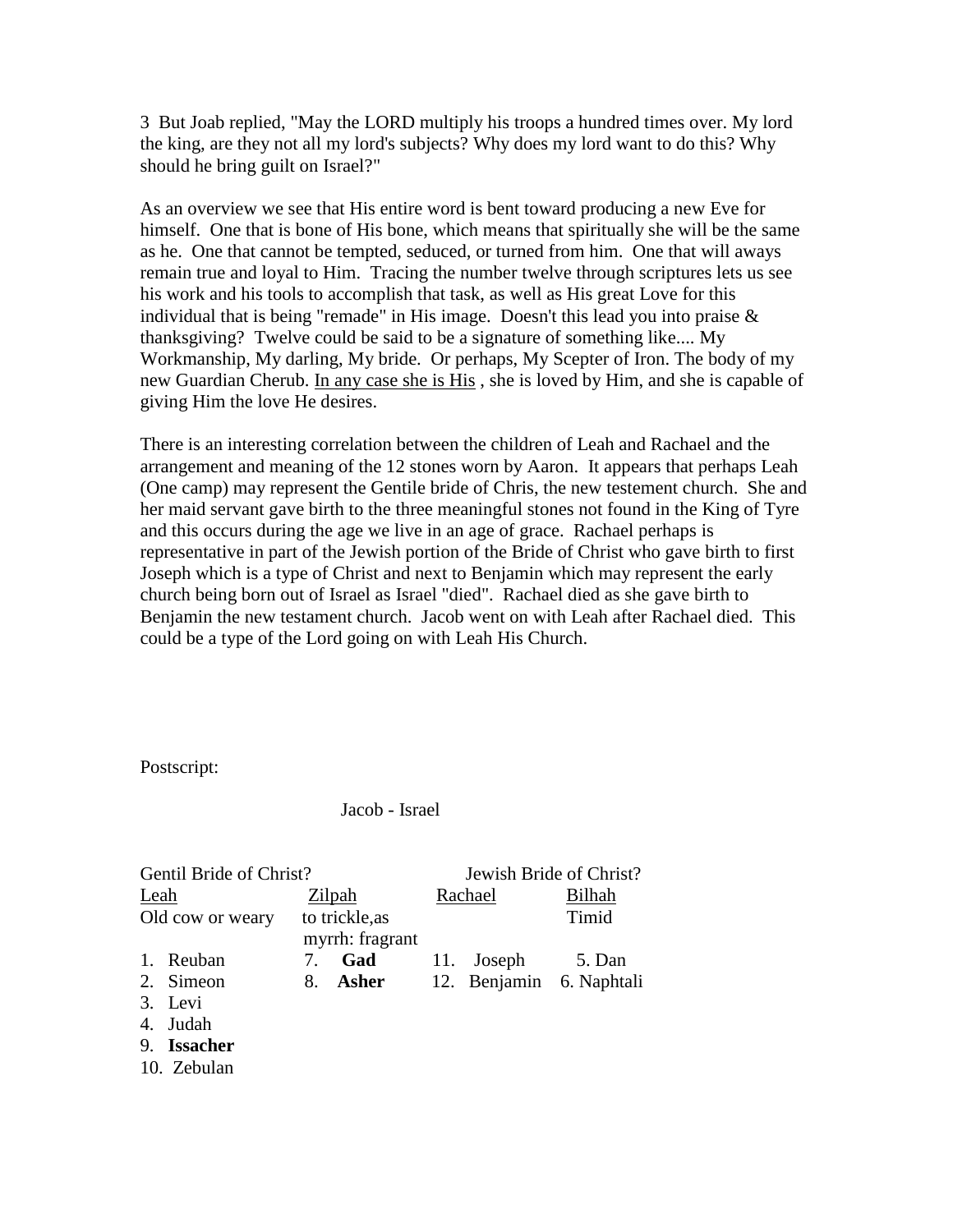3 But Joab replied, "May the LORD multiply his troops a hundred times over. My lord the king, are they not all my lord's subjects? Why does my lord want to do this? Why should he bring guilt on Israel?"

As an overview we see that His entire word is bent toward producing a new Eve for himself. One that is bone of His bone, which means that spiritually she will be the same as he. One that cannot be tempted, seduced, or turned from him. One that will aways remain true and loyal to Him. Tracing the number twelve through scriptures lets us see his work and his tools to accomplish that task, as well as His great Love for this individual that is being "remade" in His image. Doesn't this lead you into praise & thanksgiving? Twelve could be said to be a signature of something like.... My Workmanship, My darling, My bride. Or perhaps, My Scepter of Iron. The body of my new Guardian Cherub. <u>In any case she is His</u> , she is loved by Him, and she is capable of giving Him the love He desires.

There is an interesting correlation between the children of Leah and Rachael and the arrangement and meaning of the 12 stones worn by Aaron. It appears that perhaps Leah (One camp) may represent the Gentile bride of Chris, the new testement church. She and her maid servant gave birth to the three meaningful stones not found in the King of Tyre and this occurs during the age we live in an age of grace. Rachael perhaps is representative in part of the Jewish portion of the Bride of Christ who gave birth to first Joseph which is a type of Christ and next to Benjamin which may represent the early church being born out of Israel as Israel "died". Rachael died as she gave birth to Benjamin the new testament church. Jacob went on with Leah after Rachael died. This could be a type of the Lord going on with Leah His Church.

Postscript:

Jacob - Israel

| Gentil Bride of Christ? | | Jewish Bride of Christ? | |
|---|---|---|---|
| <u>Leah</u> | <u>Zilpah</u> | <u>Rachael</u> | <u>Bilhah</u> |
| Old cow or weary | to trickle,as myrrh: fragrant | | Timid |
| 1. Reuban | 7. **Gad** | 11. Joseph | 5. Dan |
| 2. Simeon | 8. **Asher** | 12. Benjamin | 6. Naphtali |
| 3. Levi | | | |
| 4. Judah | | | |
| 9. **Issacher** | | | |
| 10. Zebulan | | | |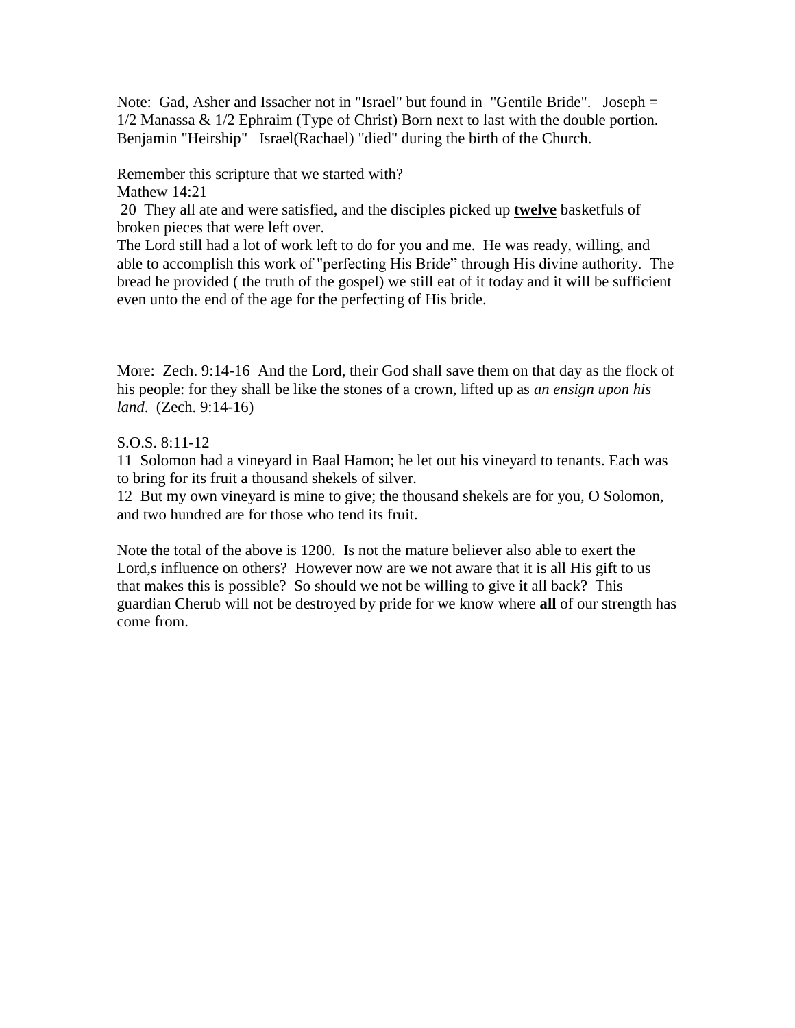Note: Gad, Asher and Issacher not in "Israel" but found in "Gentile Bride". Joseph = 1/2 Manassa & 1/2 Ephraim (Type of Christ) Born next to last with the double portion. Benjamin "Heirship" Israel(Rachael) "died" during the birth of the Church.

Remember this scripture that we started with?
Mathew 14:21
20 They all ate and were satisfied, and the disciples picked up **twelve** basketfuls of broken pieces that were left over.
The Lord still had a lot of work left to do for you and me. He was ready, willing, and able to accomplish this work of "perfecting His Bride" through His divine authority. The bread he provided ( the truth of the gospel) we still eat of it today and it will be sufficient even unto the end of the age for the perfecting of His bride.

More: Zech. 9:14-16 And the Lord, their God shall save them on that day as the flock of his people: for they shall be like the stones of a crown, lifted up as *an ensign upon his land*. (Zech. 9:14-16)

S.O.S. 8:11-12
11 Solomon had a vineyard in Baal Hamon; he let out his vineyard to tenants. Each was to bring for its fruit a thousand shekels of silver.
12 But my own vineyard is mine to give; the thousand shekels are for you, O Solomon, and two hundred are for those who tend its fruit.

Note the total of the above is 1200. Is not the mature believer also able to exert the Lord,s influence on others? However now are we not aware that it is all His gift to us that makes this is possible? So should we not be willing to give it all back? This guardian Cherub will not be destroyed by pride for we know where **all** of our strength has come from.